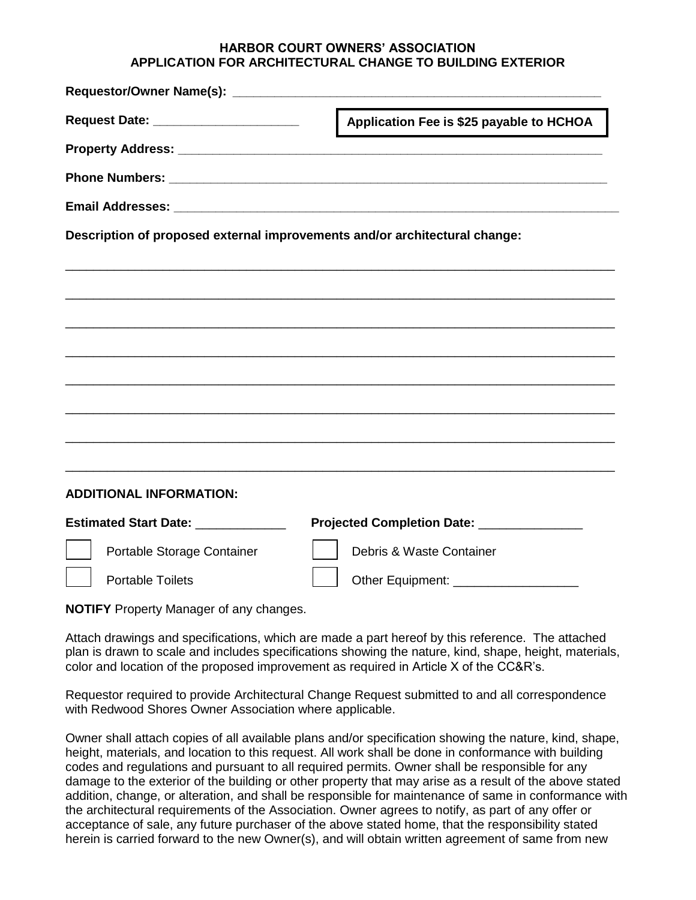**HARBOR COURT OWNERS' ASSOCIATION**
**APPLICATION FOR ARCHITECTURAL CHANGE TO BUILDING EXTERIOR**

**Requestor/Owner Name(s):** ____________________________________________________

**Request Date:** ____________________

**Application Fee is $25 payable to HCHOA**

**Property Address:** ____________________________________________________________

**Phone Numbers:** ______________________________________________________________

**Email Addresses:** _____________________________________________________________

**Description of proposed external improvements and/or architectural change:**

___________________________________________________________________________

___________________________________________________________________________

___________________________________________________________________________

___________________________________________________________________________

___________________________________________________________________________

___________________________________________________________________________

___________________________________________________________________________

___________________________________________________________________________

**ADDITIONAL INFORMATION:**

**Estimated Start Date:** ____________ **Projected Completion Date:** ______________

- [ ] Portable Storage Container
- [ ] Debris & Waste Container
- [ ] Portable Toilets
- [ ] Other Equipment: ________________

**NOTIFY** Property Manager of any changes.

Attach drawings and specifications, which are made a part hereof by this reference. The attached plan is drawn to scale and includes specifications showing the nature, kind, shape, height, materials, color and location of the proposed improvement as required in Article X of the CC&R's.

Requestor required to provide Architectural Change Request submitted to and all correspondence with Redwood Shores Owner Association where applicable.

Owner shall attach copies of all available plans and/or specification showing the nature, kind, shape, height, materials, and location to this request. All work shall be done in conformance with building codes and regulations and pursuant to all required permits. Owner shall be responsible for any damage to the exterior of the building or other property that may arise as a result of the above stated addition, change, or alteration, and shall be responsible for maintenance of same in conformance with the architectural requirements of the Association. Owner agrees to notify, as part of any offer or acceptance of sale, any future purchaser of the above stated home, that the responsibility stated herein is carried forward to the new Owner(s), and will obtain written agreement of same from new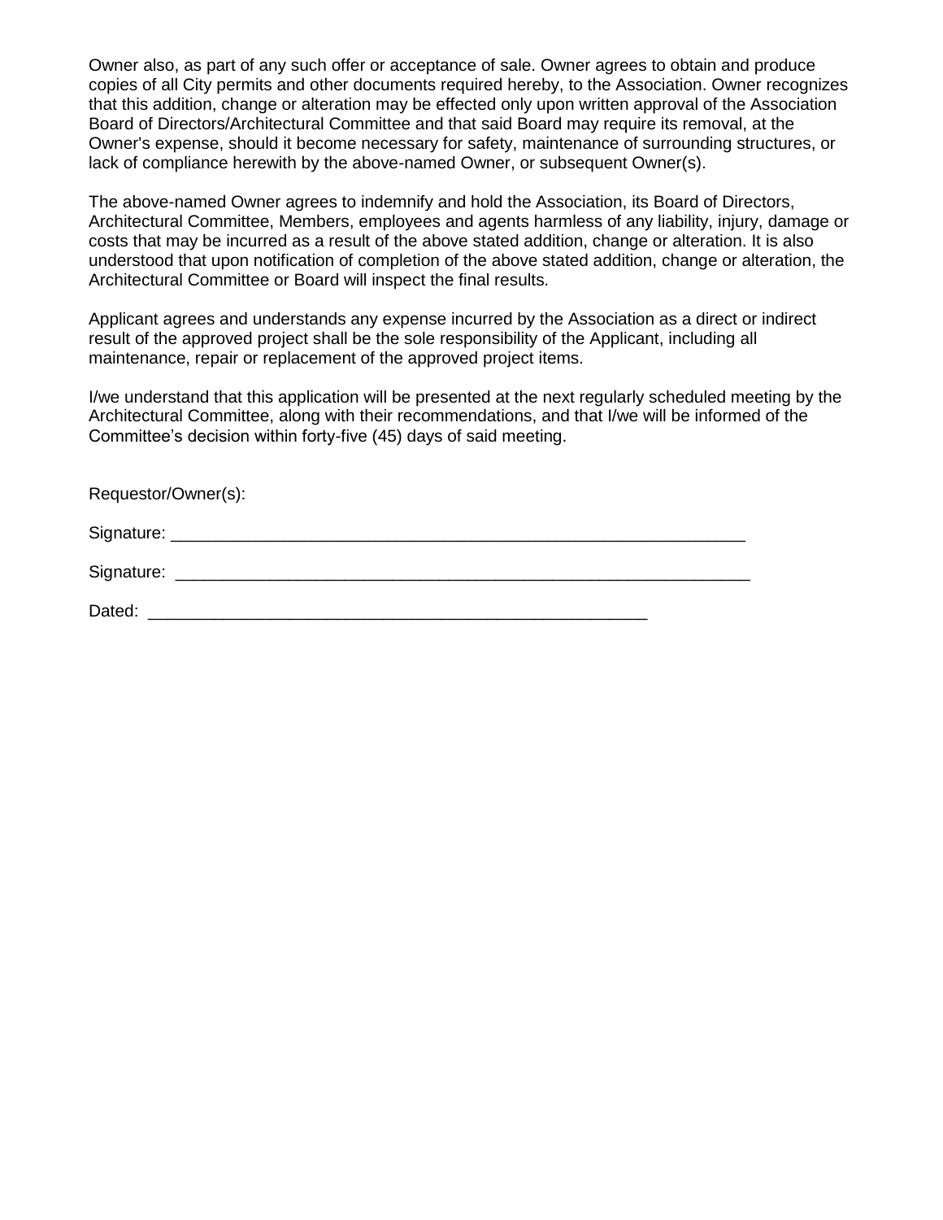Owner also, as part of any such offer or acceptance of sale. Owner agrees to obtain and produce copies of all City permits and other documents required hereby, to the Association. Owner recognizes that this addition, change or alteration may be effected only upon written approval of the Association Board of Directors/Architectural Committee and that said Board may require its removal, at the Owner's expense, should it become necessary for safety, maintenance of surrounding structures, or lack of compliance herewith by the above-named Owner, or subsequent Owner(s).

The above-named Owner agrees to indemnify and hold the Association, its Board of Directors, Architectural Committee, Members, employees and agents harmless of any liability, injury, damage or costs that may be incurred as a result of the above stated addition, change or alteration. It is also understood that upon notification of completion of the above stated addition, change or alteration, the Architectural Committee or Board will inspect the final results.

Applicant agrees and understands any expense incurred by the Association as a direct or indirect result of the approved project shall be the sole responsibility of the Applicant, including all maintenance, repair or replacement of the approved project items.

I/we understand that this application will be presented at the next regularly scheduled meeting by the Architectural Committee, along with their recommendations, and that I/we will be informed of the Committee's decision within forty-five (45) days of said meeting.

Requestor/Owner(s):

Signature: ________________________________________________________________

Signature: ________________________________________________________________

Dated: ____________________________________________________